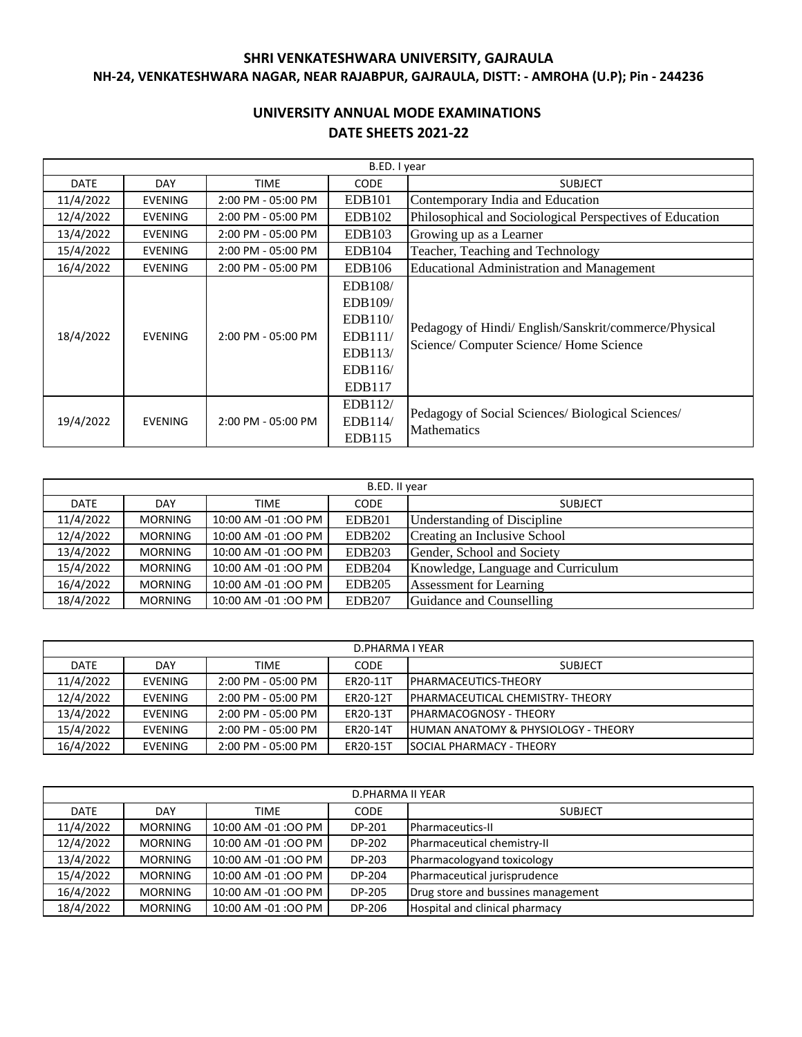**SHRI VENKATESHWARA UNIVERSITY, GAJRAULA**
**NH-24, VENKATESHWARA NAGAR, NEAR RAJABPUR, GAJRAULA, DISTT: - AMROHA (U.P); Pin - 244236**

## UNIVERSITY ANNUAL MODE EXAMINATIONS
## DATE SHEETS 2021-22

| B.ED. I year | | | | |
|---|---|---|---|---|
| DATE | DAY | TIME | CODE | SUBJECT |
| 11/4/2022 | EVENING | 2:00 PM - 05:00 PM | EDB101 | Contemporary India and Education |
| 12/4/2022 | EVENING | 2:00 PM - 05:00 PM | EDB102 | Philosophical and Sociological Perspectives of Education |
| 13/4/2022 | EVENING | 2:00 PM - 05:00 PM | EDB103 | Growing up as a Learner |
| 15/4/2022 | EVENING | 2:00 PM - 05:00 PM | EDB104 | Teacher, Teaching and Technology |
| 16/4/2022 | EVENING | 2:00 PM - 05:00 PM | EDB106 | Educational Administration and Management |
| 18/4/2022 | EVENING | 2:00 PM - 05:00 PM | EDB108/ EDB109/ EDB110/ EDB111/ EDB113/ EDB116/ EDB117 | Pedagogy of Hindi/ English/Sanskrit/commerce/Physical Science/ Computer Science/ Home Science |
| 19/4/2022 | EVENING | 2:00 PM - 05:00 PM | EDB112/ EDB114/ EDB115 | Pedagogy of Social Sciences/ Biological Sciences/ Mathematics |

| B.ED. II year | | | | |
|---|---|---|---|---|
| DATE | DAY | TIME | CODE | SUBJECT |
| 11/4/2022 | MORNING | 10:00 AM -01 :OO PM | EDB201 | Understanding of Discipline |
| 12/4/2022 | MORNING | 10:00 AM -01 :OO PM | EDB202 | Creating an Inclusive School |
| 13/4/2022 | MORNING | 10:00 AM -01 :OO PM | EDB203 | Gender, School and Society |
| 15/4/2022 | MORNING | 10:00 AM -01 :OO PM | EDB204 | Knowledge, Language and Curriculum |
| 16/4/2022 | MORNING | 10:00 AM -01 :OO PM | EDB205 | Assessment for Learning |
| 18/4/2022 | MORNING | 10:00 AM -01 :OO PM | EDB207 | Guidance and Counselling |

| D.PHARMA I YEAR | | | | |
|---|---|---|---|---|
| DATE | DAY | TIME | CODE | SUBJECT |
| 11/4/2022 | EVENING | 2:00 PM - 05:00 PM | ER20-11T | PHARMACEUTICS-THEORY |
| 12/4/2022 | EVENING | 2:00 PM - 05:00 PM | ER20-12T | PHARMACEUTICAL CHEMISTRY- THEORY |
| 13/4/2022 | EVENING | 2:00 PM - 05:00 PM | ER20-13T | PHARMACOGNOSY - THEORY |
| 15/4/2022 | EVENING | 2:00 PM - 05:00 PM | ER20-14T | HUMAN ANATOMY & PHYSIOLOGY - THEORY |
| 16/4/2022 | EVENING | 2:00 PM - 05:00 PM | ER20-15T | SOCIAL PHARMACY - THEORY |

| D.PHARMA II YEAR | | | | |
|---|---|---|---|---|
| DATE | DAY | TIME | CODE | SUBJECT |
| 11/4/2022 | MORNING | 10:00 AM -01 :OO PM | DP-201 | Pharmaceutics-II |
| 12/4/2022 | MORNING | 10:00 AM -01 :OO PM | DP-202 | Pharmaceutical chemistry-II |
| 13/4/2022 | MORNING | 10:00 AM -01 :OO PM | DP-203 | Pharmacologyand toxicology |
| 15/4/2022 | MORNING | 10:00 AM -01 :OO PM | DP-204 | Pharmaceutical jurisprudence |
| 16/4/2022 | MORNING | 10:00 AM -01 :OO PM | DP-205 | Drug store and bussines management |
| 18/4/2022 | MORNING | 10:00 AM -01 :OO PM | DP-206 | Hospital and clinical pharmacy |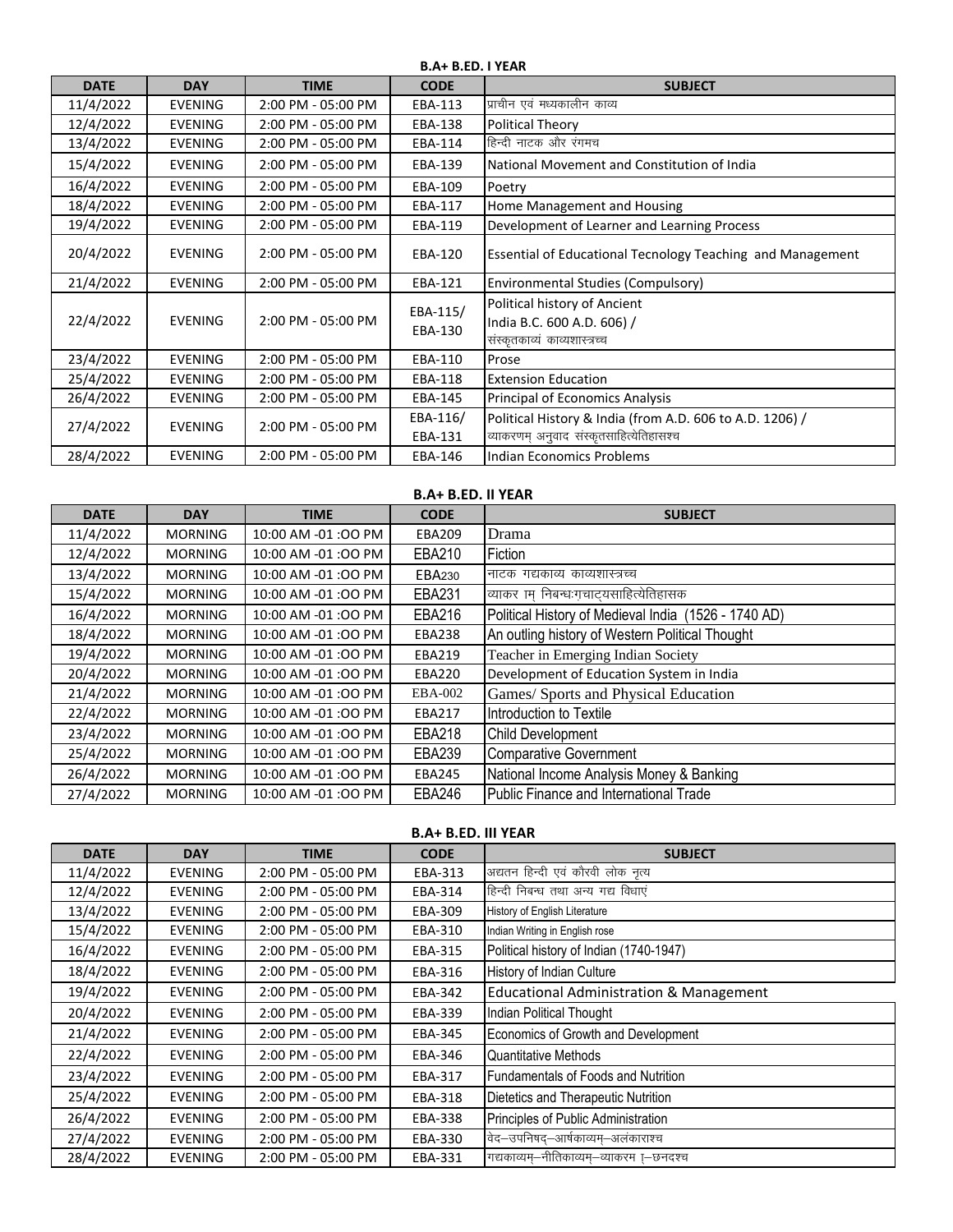## B.A+ B.ED. I YEAR

| DATE | DAY | TIME | CODE | SUBJECT |
|---|---|---|---|---|
| 11/4/2022 | EVENING | 2:00 PM - 05:00 PM | EBA-113 | प्राचीन एवं मध्यकालीन काव्य |
| 12/4/2022 | EVENING | 2:00 PM - 05:00 PM | EBA-138 | Political Theory |
| 13/4/2022 | EVENING | 2:00 PM - 05:00 PM | EBA-114 | हिन्दी नाटक और रंगमच |
| 15/4/2022 | EVENING | 2:00 PM - 05:00 PM | EBA-139 | National Movement and Constitution of India |
| 16/4/2022 | EVENING | 2:00 PM - 05:00 PM | EBA-109 | Poetry |
| 18/4/2022 | EVENING | 2:00 PM - 05:00 PM | EBA-117 | Home Management and Housing |
| 19/4/2022 | EVENING | 2:00 PM - 05:00 PM | EBA-119 | Development of Learner and Learning Process |
| 20/4/2022 | EVENING | 2:00 PM - 05:00 PM | EBA-120 | Essential of Educational Tecnology Teaching and Management |
| 21/4/2022 | EVENING | 2:00 PM - 05:00 PM | EBA-121 | Environmental Studies (Compulsory) |
| 22/4/2022 | EVENING | 2:00 PM - 05:00 PM | EBA-115/ EBA-130 | Political history of Ancient India B.C. 600 A.D. 606) / संस्कृतकाव्यं काव्यशास्त्रच्च |
| 23/4/2022 | EVENING | 2:00 PM - 05:00 PM | EBA-110 | Prose |
| 25/4/2022 | EVENING | 2:00 PM - 05:00 PM | EBA-118 | Extension Education |
| 26/4/2022 | EVENING | 2:00 PM - 05:00 PM | EBA-145 | Principal of Economics Analysis |
| 27/4/2022 | EVENING | 2:00 PM - 05:00 PM | EBA-116/ EBA-131 | Political History & India (from A.D. 606 to A.D. 1206) / व्याकरणम् अनुवाद संस्कृतसाहित्येतिहासश्च |
| 28/4/2022 | EVENING | 2:00 PM - 05:00 PM | EBA-146 | Indian Economics Problems |

## B.A+ B.ED. II YEAR

| DATE | DAY | TIME | CODE | SUBJECT |
|---|---|---|---|---|
| 11/4/2022 | MORNING | 10:00 AM -01 :OO PM | EBA209 | Drama |
| 12/4/2022 | MORNING | 10:00 AM -01 :OO PM | EBA210 | Fiction |
| 13/4/2022 | MORNING | 10:00 AM -01 :OO PM | EBA230 | नाटक गद्यकाव्य काव्यशास्त्रच्च |
| 15/4/2022 | MORNING | 10:00 AM -01 :OO PM | EBA231 | व्याकर  ाम् निबन्धःगृचाट्यसाहित्येतिहासक |
| 16/4/2022 | MORNING | 10:00 AM -01 :OO PM | EBA216 | Political History of Medieval India (1526 - 1740 AD) |
| 18/4/2022 | MORNING | 10:00 AM -01 :OO PM | EBA238 | An outling history of Western Political Thought |
| 19/4/2022 | MORNING | 10:00 AM -01 :OO PM | EBA219 | Teacher in Emerging Indian Society |
| 20/4/2022 | MORNING | 10:00 AM -01 :OO PM | EBA220 | Development of Education System in India |
| 21/4/2022 | MORNING | 10:00 AM -01 :OO PM | EBA-002 | Games/ Sports and Physical Education |
| 22/4/2022 | MORNING | 10:00 AM -01 :OO PM | EBA217 | Introduction to Textile |
| 23/4/2022 | MORNING | 10:00 AM -01 :OO PM | EBA218 | Child Development |
| 25/4/2022 | MORNING | 10:00 AM -01 :OO PM | EBA239 | Comparative Government |
| 26/4/2022 | MORNING | 10:00 AM -01 :OO PM | EBA245 | National Income Analysis Money & Banking |
| 27/4/2022 | MORNING | 10:00 AM -01 :OO PM | EBA246 | Public Finance and International Trade |

## B.A+ B.ED. III YEAR

| DATE | DAY | TIME | CODE | SUBJECT |
|---|---|---|---|---|
| 11/4/2022 | EVENING | 2:00 PM - 05:00 PM | EBA-313 | अद्यतन हिन्दी एवं कौरवी लोक नृत्य |
| 12/4/2022 | EVENING | 2:00 PM - 05:00 PM | EBA-314 | हिन्दी निबन्ध तथा अन्य गद्य विधाएं |
| 13/4/2022 | EVENING | 2:00 PM - 05:00 PM | EBA-309 | History of English Literature |
| 15/4/2022 | EVENING | 2:00 PM - 05:00 PM | EBA-310 | Indian Writing in English rose |
| 16/4/2022 | EVENING | 2:00 PM - 05:00 PM | EBA-315 | Political history of Indian (1740-1947) |
| 18/4/2022 | EVENING | 2:00 PM - 05:00 PM | EBA-316 | History of Indian Culture |
| 19/4/2022 | EVENING | 2:00 PM - 05:00 PM | EBA-342 | Educational Administration & Management |
| 20/4/2022 | EVENING | 2:00 PM - 05:00 PM | EBA-339 | Indian Political Thought |
| 21/4/2022 | EVENING | 2:00 PM - 05:00 PM | EBA-345 | Economics of Growth and Development |
| 22/4/2022 | EVENING | 2:00 PM - 05:00 PM | EBA-346 | Quantitative Methods |
| 23/4/2022 | EVENING | 2:00 PM - 05:00 PM | EBA-317 | Fundamentals of Foods and Nutrition |
| 25/4/2022 | EVENING | 2:00 PM - 05:00 PM | EBA-318 | Dietetics and Therapeutic Nutrition |
| 26/4/2022 | EVENING | 2:00 PM - 05:00 PM | EBA-338 | Principles of Public Administration |
| 27/4/2022 | EVENING | 2:00 PM - 05:00 PM | EBA-330 | वेद–उपनिषद्–आर्षकाव्यम्–अलंकाराश्च |
| 28/4/2022 | EVENING | 2:00 PM - 05:00 PM | EBA-331 | गद्यकाव्यम्–नीतिकाव्यम्–व्याकरम ा–छनदश्च |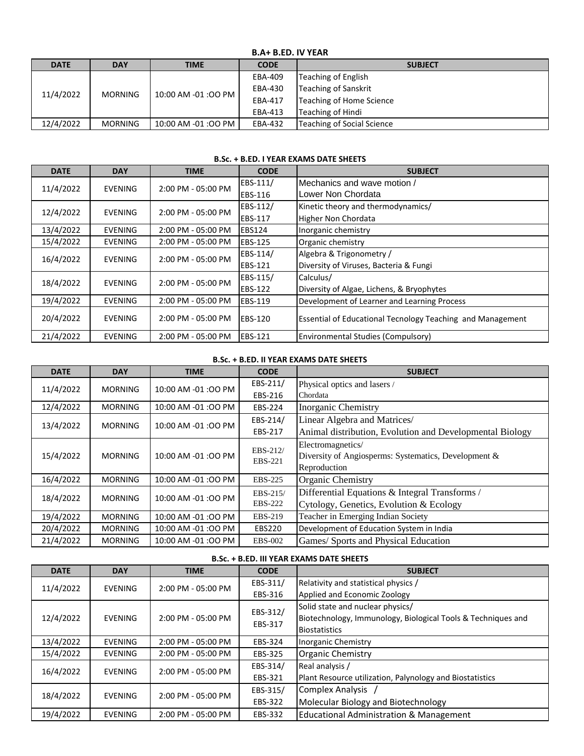**B.A+ B.ED. IV YEAR**

| DATE | DAY | TIME | CODE | SUBJECT |
|---|---|---|---|---|
| 11/4/2022 | MORNING | 10:00 AM -01 :OO PM | EBA-409<br>EBA-430<br>EBA-417<br>EBA-413 | Teaching of English<br>Teaching of Sanskrit<br>Teaching of Home Science<br>Teaching of Hindi |
| 12/4/2022 | MORNING | 10:00 AM -01 :OO PM | EBA-432 | Teaching of Social Science |

**B.Sc. + B.ED. I YEAR EXAMS DATE SHEETS**

| DATE | DAY | TIME | CODE | SUBJECT |
|---|---|---|---|---|
| 11/4/2022 | EVENING | 2:00 PM - 05:00 PM | EBS-111/<br>EBS-116 | Mechanics and wave motion /<br>Lower Non Chordata |
| 12/4/2022 | EVENING | 2:00 PM - 05:00 PM | EBS-112/<br>EBS-117 | Kinetic theory and thermodynamics/<br>Higher Non Chordata |
| 13/4/2022 | EVENING | 2:00 PM - 05:00 PM | EBS124 | Inorganic chemistry |
| 15/4/2022 | EVENING | 2:00 PM - 05:00 PM | EBS-125 | Organic chemistry |
| 16/4/2022 | EVENING | 2:00 PM - 05:00 PM | EBS-114/<br>EBS-121 | Algebra & Trigonometry /<br>Diversity of Viruses, Bacteria & Fungi |
| 18/4/2022 | EVENING | 2:00 PM - 05:00 PM | EBS-115/<br>EBS-122 | Calculus/<br>Diversity of Algae, Lichens, & Bryophytes |
| 19/4/2022 | EVENING | 2:00 PM - 05:00 PM | EBS-119 | Development of Learner and Learning Process |
| 20/4/2022 | EVENING | 2:00 PM - 05:00 PM | EBS-120 | Essential of Educational Tecnology Teaching and Management |
| 21/4/2022 | EVENING | 2:00 PM - 05:00 PM | EBS-121 | Environmental Studies (Compulsory) |

**B.Sc. + B.ED. II YEAR EXAMS DATE SHEETS**

| DATE | DAY | TIME | CODE | SUBJECT |
|---|---|---|---|---|
| 11/4/2022 | MORNING | 10:00 AM -01 :OO PM | EBS-211/<br>EBS-216 | Physical optics and lasers /<br>Chordata |
| 12/4/2022 | MORNING | 10:00 AM -01 :OO PM | EBS-224 | Inorganic Chemistry |
| 13/4/2022 | MORNING | 10:00 AM -01 :OO PM | EBS-214/<br>EBS-217 | Linear Algebra and Matrices/<br>Animal distribution, Evolution and Developmental Biology |
| 15/4/2022 | MORNING | 10:00 AM -01 :OO PM | EBS-212/<br>EBS-221 | Electromagnetics/<br>Diversity of Angiosperms: Systematics, Development & Reproduction |
| 16/4/2022 | MORNING | 10:00 AM -01 :OO PM | EBS-225 | Organic Chemistry |
| 18/4/2022 | MORNING | 10:00 AM -01 :OO PM | EBS-215/<br>EBS-222 | Differential Equations & Integral Transforms /<br>Cytology, Genetics, Evolution & Ecology |
| 19/4/2022 | MORNING | 10:00 AM -01 :OO PM | EBS-219 | Teacher in Emerging Indian Society |
| 20/4/2022 | MORNING | 10:00 AM -01 :OO PM | EBS220 | Development of Education System in India |
| 21/4/2022 | MORNING | 10:00 AM -01 :OO PM | EBS-002 | Games/ Sports and Physical Education |

**B.Sc. + B.ED. III YEAR EXAMS DATE SHEETS**

| DATE | DAY | TIME | CODE | SUBJECT |
|---|---|---|---|---|
| 11/4/2022 | EVENING | 2:00 PM - 05:00 PM | EBS-311/<br>EBS-316 | Relativity and statistical physics /<br>Applied and Economic Zoology |
| 12/4/2022 | EVENING | 2:00 PM - 05:00 PM | EBS-312/<br>EBS-317 | Solid state and nuclear physics/<br>Biotechnology, Immunology, Biological Tools & Techniques and Biostatistics |
| 13/4/2022 | EVENING | 2:00 PM - 05:00 PM | EBS-324 | Inorganic Chemistry |
| 15/4/2022 | EVENING | 2:00 PM - 05:00 PM | EBS-325 | Organic Chemistry |
| 16/4/2022 | EVENING | 2:00 PM - 05:00 PM | EBS-314/<br>EBS-321 | Real analysis /<br>Plant Resource utilization, Palynology and Biostatistics |
| 18/4/2022 | EVENING | 2:00 PM - 05:00 PM | EBS-315/<br>EBS-322 | Complex Analysis /<br>Molecular Biology and Biotechnology |
| 19/4/2022 | EVENING | 2:00 PM - 05:00 PM | EBS-332 | Educational Administration & Management |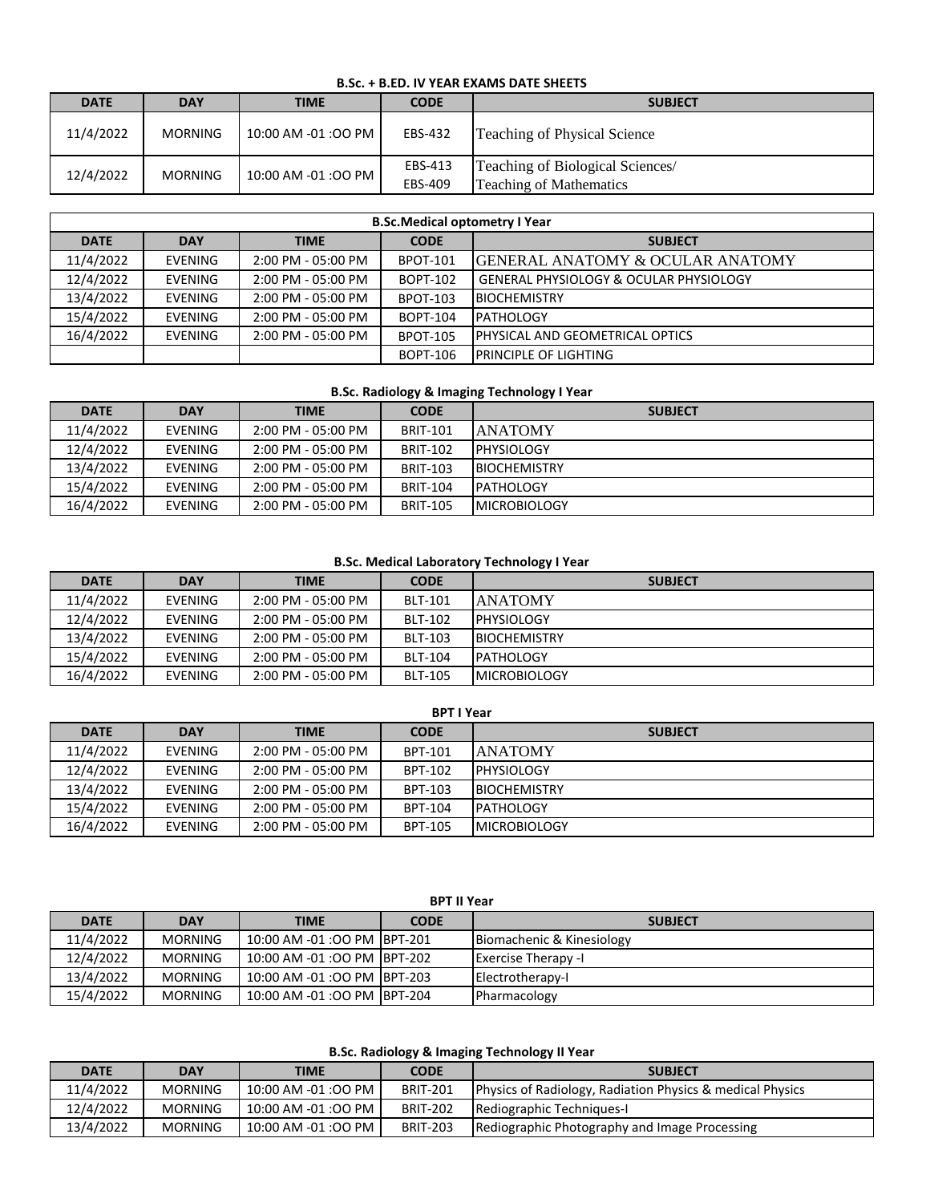**B.Sc. + B.ED. IV YEAR EXAMS DATE SHEETS**

| DATE | DAY | TIME | CODE | SUBJECT |
|---|---|---|---|---|
| 11/4/2022 | MORNING | 10:00 AM -01 :OO PM | EBS-432 | Teaching of Physical Science |
| 12/4/2022 | MORNING | 10:00 AM -01 :OO PM | EBS-413<br>EBS-409 | Teaching of Biological Sciences/<br>Teaching of Mathematics |

**B.Sc.Medical optometry I Year**

| DATE | DAY | TIME | CODE | SUBJECT |
|---|---|---|---|---|
| 11/4/2022 | EVENING | 2:00 PM - 05:00 PM | BPOT-101 | GENERAL ANATOMY & OCULAR ANATOMY |
| 12/4/2022 | EVENING | 2:00 PM - 05:00 PM | BOPT-102 | GENERAL PHYSIOLOGY & OCULAR PHYSIOLOGY |
| 13/4/2022 | EVENING | 2:00 PM - 05:00 PM | BPOT-103 | BIOCHEMISTRY |
| 15/4/2022 | EVENING | 2:00 PM - 05:00 PM | BOPT-104 | PATHOLOGY |
| 16/4/2022 | EVENING | 2:00 PM - 05:00 PM | BPOT-105 | PHYSICAL AND GEOMETRICAL OPTICS |
| | | | BOPT-106 | PRINCIPLE OF LIGHTING |

**B.Sc. Radiology & Imaging Technology I Year**

| DATE | DAY | TIME | CODE | SUBJECT |
|---|---|---|---|---|
| 11/4/2022 | EVENING | 2:00 PM - 05:00 PM | BRIT-101 | ANATOMY |
| 12/4/2022 | EVENING | 2:00 PM - 05:00 PM | BRIT-102 | PHYSIOLOGY |
| 13/4/2022 | EVENING | 2:00 PM - 05:00 PM | BRIT-103 | BIOCHEMISTRY |
| 15/4/2022 | EVENING | 2:00 PM - 05:00 PM | BRIT-104 | PATHOLOGY |
| 16/4/2022 | EVENING | 2:00 PM - 05:00 PM | BRIT-105 | MICROBIOLOGY |

**B.Sc. Medical Laboratory Technology I Year**

| DATE | DAY | TIME | CODE | SUBJECT |
|---|---|---|---|---|
| 11/4/2022 | EVENING | 2:00 PM - 05:00 PM | BLT-101 | ANATOMY |
| 12/4/2022 | EVENING | 2:00 PM - 05:00 PM | BLT-102 | PHYSIOLOGY |
| 13/4/2022 | EVENING | 2:00 PM - 05:00 PM | BLT-103 | BIOCHEMISTRY |
| 15/4/2022 | EVENING | 2:00 PM - 05:00 PM | BLT-104 | PATHOLOGY |
| 16/4/2022 | EVENING | 2:00 PM - 05:00 PM | BLT-105 | MICROBIOLOGY |

**BPT I Year**

| DATE | DAY | TIME | CODE | SUBJECT |
|---|---|---|---|---|
| 11/4/2022 | EVENING | 2:00 PM - 05:00 PM | BPT-101 | ANATOMY |
| 12/4/2022 | EVENING | 2:00 PM - 05:00 PM | BPT-102 | PHYSIOLOGY |
| 13/4/2022 | EVENING | 2:00 PM - 05:00 PM | BPT-103 | BIOCHEMISTRY |
| 15/4/2022 | EVENING | 2:00 PM - 05:00 PM | BPT-104 | PATHOLOGY |
| 16/4/2022 | EVENING | 2:00 PM - 05:00 PM | BPT-105 | MICROBIOLOGY |

**BPT II Year**

| DATE | DAY | TIME | CODE | SUBJECT |
|---|---|---|---|---|
| 11/4/2022 | MORNING | 10:00 AM -01 :OO PM | BPT-201 | Biomachenic & Kinesiology |
| 12/4/2022 | MORNING | 10:00 AM -01 :OO PM | BPT-202 | Exercise Therapy -I |
| 13/4/2022 | MORNING | 10:00 AM -01 :OO PM | BPT-203 | Electrotherapy-I |
| 15/4/2022 | MORNING | 10:00 AM -01 :OO PM | BPT-204 | Pharmacology |

**B.Sc. Radiology & Imaging Technology II Year**

| DATE | DAY | TIME | CODE | SUBJECT |
|---|---|---|---|---|
| 11/4/2022 | MORNING | 10:00 AM -01 :OO PM | BRIT-201 | Physics of Radiology, Radiation Physics & medical Physics |
| 12/4/2022 | MORNING | 10:00 AM -01 :OO PM | BRIT-202 | Rediographic Techniques-I |
| 13/4/2022 | MORNING | 10:00 AM -01 :OO PM | BRIT-203 | Rediographic Photography and Image Processing |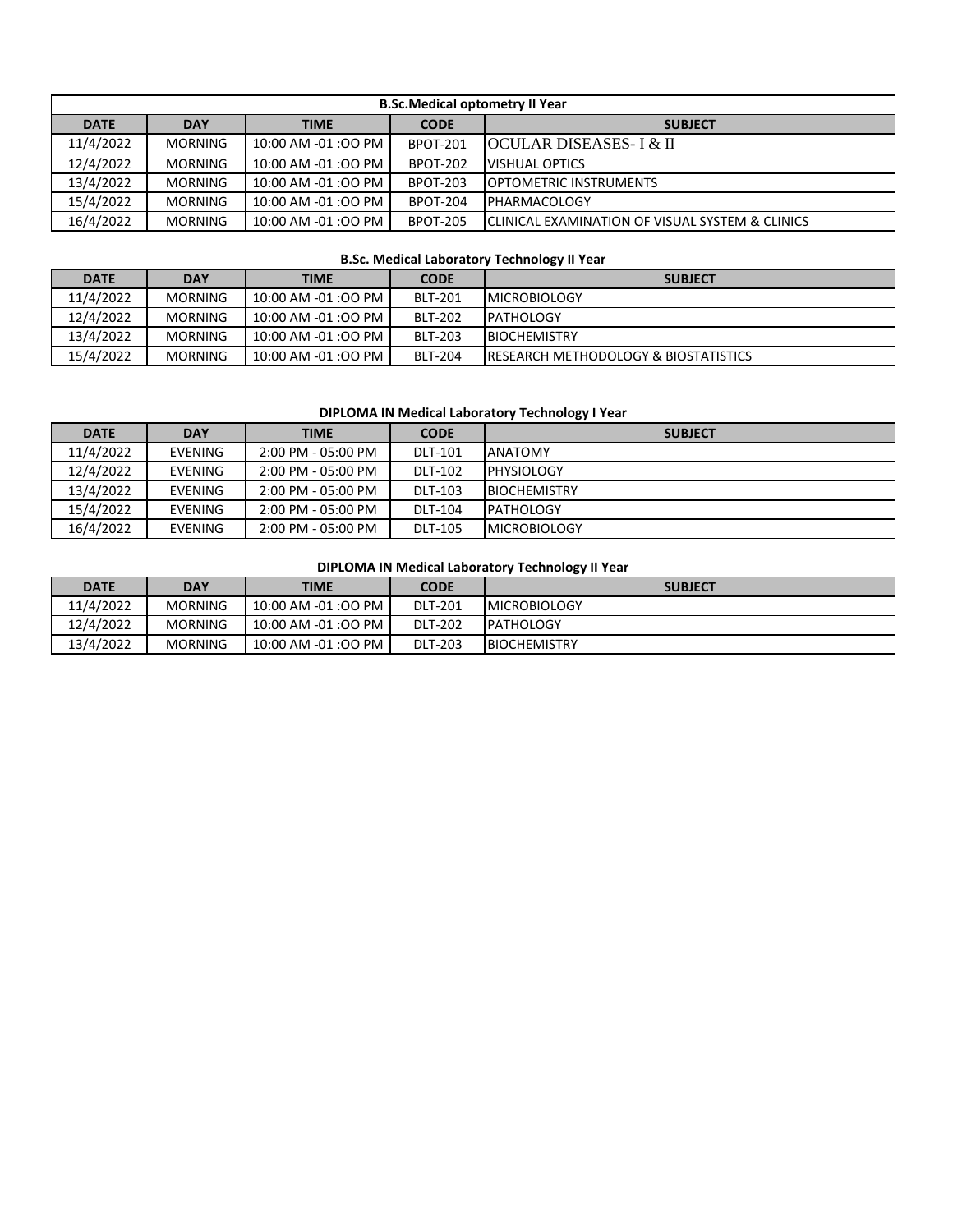| B.Sc.Medical optometry II Year | | | | |
| --- | --- | --- | --- | --- |
| **DATE** | **DAY** | **TIME** | **CODE** | **SUBJECT** |
| 11/4/2022 | MORNING | 10:00 AM -01 :OO PM | BPOT-201 | OCULAR DISEASES- I & II |
| 12/4/2022 | MORNING | 10:00 AM -01 :OO PM | BPOT-202 | VISHUAL OPTICS |
| 13/4/2022 | MORNING | 10:00 AM -01 :OO PM | BPOT-203 | OPTOMETRIC INSTRUMENTS |
| 15/4/2022 | MORNING | 10:00 AM -01 :OO PM | BPOT-204 | PHARMACOLOGY |
| 16/4/2022 | MORNING | 10:00 AM -01 :OO PM | BPOT-205 | CLINICAL EXAMINATION OF VISUAL SYSTEM & CLINICS |

**B.Sc. Medical Laboratory Technology II Year**

| DATE | DAY | TIME | CODE | SUBJECT |
| --- | --- | --- | --- | --- |
| 11/4/2022 | MORNING | 10:00 AM -01 :OO PM | BLT-201 | MICROBIOLOGY |
| 12/4/2022 | MORNING | 10:00 AM -01 :OO PM | BLT-202 | PATHOLOGY |
| 13/4/2022 | MORNING | 10:00 AM -01 :OO PM | BLT-203 | BIOCHEMISTRY |
| 15/4/2022 | MORNING | 10:00 AM -01 :OO PM | BLT-204 | RESEARCH METHODOLOGY & BIOSTATISTICS |

**DIPLOMA IN Medical Laboratory Technology I Year**

| DATE | DAY | TIME | CODE | SUBJECT |
| --- | --- | --- | --- | --- |
| 11/4/2022 | EVENING | 2:00 PM - 05:00 PM | DLT-101 | ANATOMY |
| 12/4/2022 | EVENING | 2:00 PM - 05:00 PM | DLT-102 | PHYSIOLOGY |
| 13/4/2022 | EVENING | 2:00 PM - 05:00 PM | DLT-103 | BIOCHEMISTRY |
| 15/4/2022 | EVENING | 2:00 PM - 05:00 PM | DLT-104 | PATHOLOGY |
| 16/4/2022 | EVENING | 2:00 PM - 05:00 PM | DLT-105 | MICROBIOLOGY |

**DIPLOMA IN Medical Laboratory Technology II Year**

| DATE | DAY | TIME | CODE | SUBJECT |
| --- | --- | --- | --- | --- |
| 11/4/2022 | MORNING | 10:00 AM -01 :OO PM | DLT-201 | MICROBIOLOGY |
| 12/4/2022 | MORNING | 10:00 AM -01 :OO PM | DLT-202 | PATHOLOGY |
| 13/4/2022 | MORNING | 10:00 AM -01 :OO PM | DLT-203 | BIOCHEMISTRY |